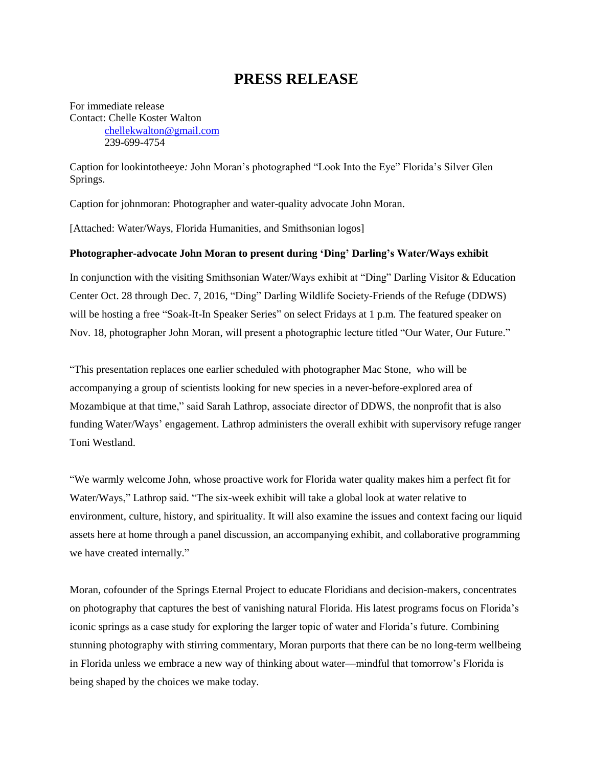# PRESS RELEASE

For immediate release
Contact: Chelle Koster Walton
chellekwalton@gmail.com
239-699-4754

Caption for lookintotheeye*:* John Moran's photographed "Look Into the Eye" Florida's Silver Glen Springs.

Caption for johnmoran: Photographer and water-quality advocate John Moran.

[Attached: Water/Ways, Florida Humanities, and Smithsonian logos]

**Photographer-advocate John Moran to present during 'Ding' Darling's Water/Ways exhibit**

In conjunction with the visiting Smithsonian Water/Ways exhibit at "Ding" Darling Visitor & Education Center Oct. 28 through Dec. 7, 2016, "Ding" Darling Wildlife Society-Friends of the Refuge (DDWS) will be hosting a free "Soak-It-In Speaker Series" on select Fridays at 1 p.m. The featured speaker on Nov. 18, photographer John Moran, will present a photographic lecture titled "Our Water, Our Future."

"This presentation replaces one earlier scheduled with photographer Mac Stone, who will be accompanying a group of scientists looking for new species in a never-before-explored area of Mozambique at that time," said Sarah Lathrop, associate director of DDWS, the nonprofit that is also funding Water/Ways' engagement. Lathrop administers the overall exhibit with supervisory refuge ranger Toni Westland.

"We warmly welcome John, whose proactive work for Florida water quality makes him a perfect fit for Water/Ways," Lathrop said. "The six-week exhibit will take a global look at water relative to environment, culture, history, and spirituality. It will also examine the issues and context facing our liquid assets here at home through a panel discussion, an accompanying exhibit, and collaborative programming we have created internally."

Moran, cofounder of the Springs Eternal Project to educate Floridians and decision-makers, concentrates on photography that captures the best of vanishing natural Florida. His latest programs focus on Florida's iconic springs as a case study for exploring the larger topic of water and Florida's future. Combining stunning photography with stirring commentary, Moran purports that there can be no long-term wellbeing in Florida unless we embrace a new way of thinking about water—mindful that tomorrow's Florida is being shaped by the choices we make today.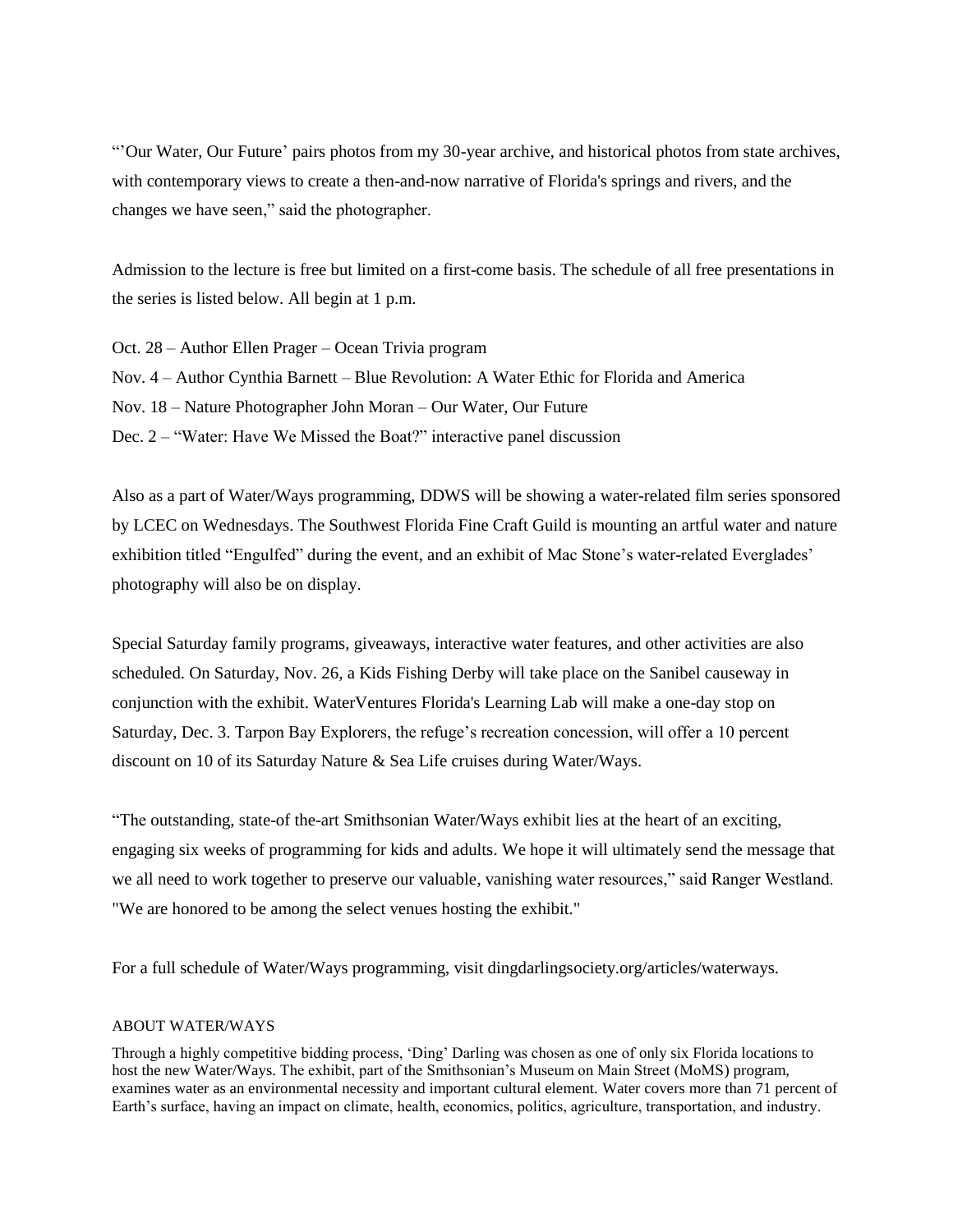"'Our Water, Our Future' pairs photos from my 30-year archive, and historical photos from state archives, with contemporary views to create a then-and-now narrative of Florida's springs and rivers, and the changes we have seen," said the photographer.

Admission to the lecture is free but limited on a first-come basis. The schedule of all free presentations in the series is listed below. All begin at 1 p.m.

Oct. 28 – Author Ellen Prager – Ocean Trivia program
Nov. 4 – Author Cynthia Barnett – Blue Revolution: A Water Ethic for Florida and America
Nov. 18 – Nature Photographer John Moran – Our Water, Our Future
Dec. 2 – "Water: Have We Missed the Boat?" interactive panel discussion

Also as a part of Water/Ways programming, DDWS will be showing a water-related film series sponsored by LCEC on Wednesdays. The Southwest Florida Fine Craft Guild is mounting an artful water and nature exhibition titled "Engulfed" during the event, and an exhibit of Mac Stone's water-related Everglades' photography will also be on display.

Special Saturday family programs, giveaways, interactive water features, and other activities are also scheduled. On Saturday, Nov. 26, a Kids Fishing Derby will take place on the Sanibel causeway in conjunction with the exhibit. WaterVentures Florida's Learning Lab will make a one-day stop on Saturday, Dec. 3. Tarpon Bay Explorers, the refuge's recreation concession, will offer a 10 percent discount on 10 of its Saturday Nature & Sea Life cruises during Water/Ways.

"The outstanding, state-of the-art Smithsonian Water/Ways exhibit lies at the heart of an exciting, engaging six weeks of programming for kids and adults. We hope it will ultimately send the message that we all need to work together to preserve our valuable, vanishing water resources," said Ranger Westland. "We are honored to be among the select venues hosting the exhibit."

For a full schedule of Water/Ways programming, visit dingdarlingsociety.org/articles/waterways.

ABOUT WATER/WAYS

Through a highly competitive bidding process, 'Ding' Darling was chosen as one of only six Florida locations to host the new Water/Ways. The exhibit, part of the Smithsonian's Museum on Main Street (MoMS) program, examines water as an environmental necessity and important cultural element. Water covers more than 71 percent of Earth's surface, having an impact on climate, health, economics, politics, agriculture, transportation, and industry.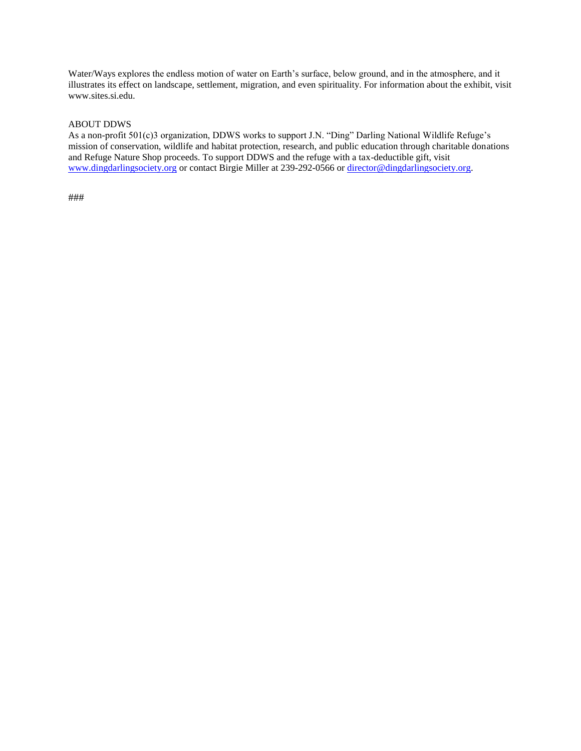Water/Ways explores the endless motion of water on Earth's surface, below ground, and in the atmosphere, and it illustrates its effect on landscape, settlement, migration, and even spirituality. For information about the exhibit, visit www.sites.si.edu.

ABOUT DDWS

As a non-profit 501(c)3 organization, DDWS works to support J.N. "Ding" Darling National Wildlife Refuge's mission of conservation, wildlife and habitat protection, research, and public education through charitable donations and Refuge Nature Shop proceeds. To support DDWS and the refuge with a tax-deductible gift, visit www.dingdarlingsociety.org or contact Birgie Miller at 239-292-0566 or director@dingdarlingsociety.org.

###